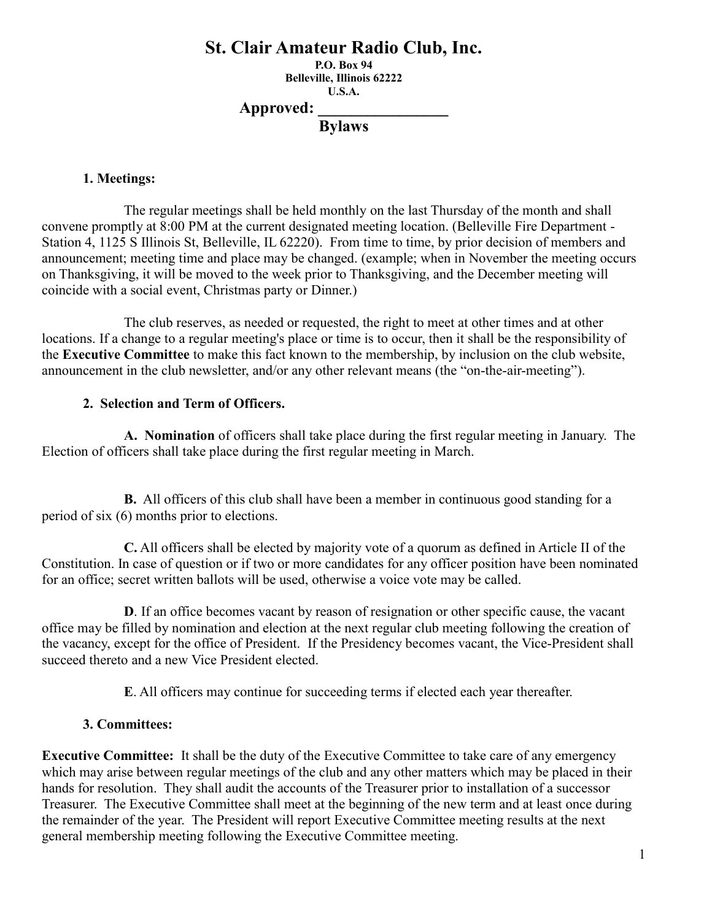# St. Clair Amateur Radio Club, Inc.

**P.O. Box 94**
**Belleville, Illinois 62222**
**U.S.A.**

**Approved: ________________**

## Bylaws

### 1. Meetings:

The regular meetings shall be held monthly on the last Thursday of the month and shall convene promptly at 8:00 PM at the current designated meeting location. (Belleville Fire Department - Station 4, 1125 S Illinois St, Belleville, IL 62220). From time to time, by prior decision of members and announcement; meeting time and place may be changed. (example; when in November the meeting occurs on Thanksgiving, it will be moved to the week prior to Thanksgiving, and the December meeting will coincide with a social event, Christmas party or Dinner.)

The club reserves, as needed or requested, the right to meet at other times and at other locations. If a change to a regular meeting's place or time is to occur, then it shall be the responsibility of the **Executive Committee** to make this fact known to the membership, by inclusion on the club website, announcement in the club newsletter, and/or any other relevant means (the "on-the-air-meeting").

### 2. Selection and Term of Officers.

**A. Nomination** of officers shall take place during the first regular meeting in January. The Election of officers shall take place during the first regular meeting in March.

**B.** All officers of this club shall have been a member in continuous good standing for a period of six (6) months prior to elections.

**C.** All officers shall be elected by majority vote of a quorum as defined in Article II of the Constitution. In case of question or if two or more candidates for any officer position have been nominated for an office; secret written ballots will be used, otherwise a voice vote may be called.

**D**. If an office becomes vacant by reason of resignation or other specific cause, the vacant office may be filled by nomination and election at the next regular club meeting following the creation of the vacancy, except for the office of President. If the Presidency becomes vacant, the Vice-President shall succeed thereto and a new Vice President elected.

**E**. All officers may continue for succeeding terms if elected each year thereafter.

### 3. Committees:

**Executive Committee:** It shall be the duty of the Executive Committee to take care of any emergency which may arise between regular meetings of the club and any other matters which may be placed in their hands for resolution. They shall audit the accounts of the Treasurer prior to installation of a successor Treasurer. The Executive Committee shall meet at the beginning of the new term and at least once during the remainder of the year. The President will report Executive Committee meeting results at the next general membership meeting following the Executive Committee meeting.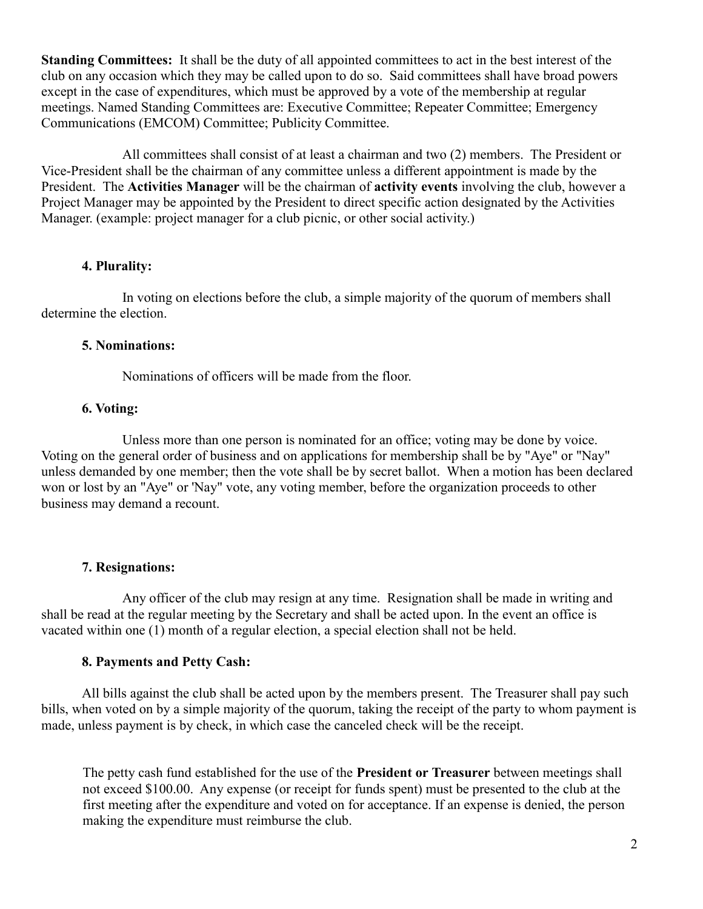**Standing Committees:** It shall be the duty of all appointed committees to act in the best interest of the club on any occasion which they may be called upon to do so. Said committees shall have broad powers except in the case of expenditures, which must be approved by a vote of the membership at regular meetings. Named Standing Committees are: Executive Committee; Repeater Committee; Emergency Communications (EMCOM) Committee; Publicity Committee.

All committees shall consist of at least a chairman and two (2) members. The President or Vice-President shall be the chairman of any committee unless a different appointment is made by the President. The **Activities Manager** will be the chairman of **activity events** involving the club, however a Project Manager may be appointed by the President to direct specific action designated by the Activities Manager. (example: project manager for a club picnic, or other social activity.)

**4. Plurality:**

In voting on elections before the club, a simple majority of the quorum of members shall determine the election.

**5. Nominations:**

Nominations of officers will be made from the floor.

**6. Voting:**

Unless more than one person is nominated for an office; voting may be done by voice. Voting on the general order of business and on applications for membership shall be by "Aye" or "Nay" unless demanded by one member; then the vote shall be by secret ballot. When a motion has been declared won or lost by an "Aye" or 'Nay" vote, any voting member, before the organization proceeds to other business may demand a recount.

**7. Resignations:**

Any officer of the club may resign at any time. Resignation shall be made in writing and shall be read at the regular meeting by the Secretary and shall be acted upon. In the event an office is vacated within one (1) month of a regular election, a special election shall not be held.

**8. Payments and Petty Cash:**

All bills against the club shall be acted upon by the members present. The Treasurer shall pay such bills, when voted on by a simple majority of the quorum, taking the receipt of the party to whom payment is made, unless payment is by check, in which case the canceled check will be the receipt.

The petty cash fund established for the use of the **President or Treasurer** between meetings shall not exceed $100.00. Any expense (or receipt for funds spent) must be presented to the club at the first meeting after the expenditure and voted on for acceptance. If an expense is denied, the person making the expenditure must reimburse the club.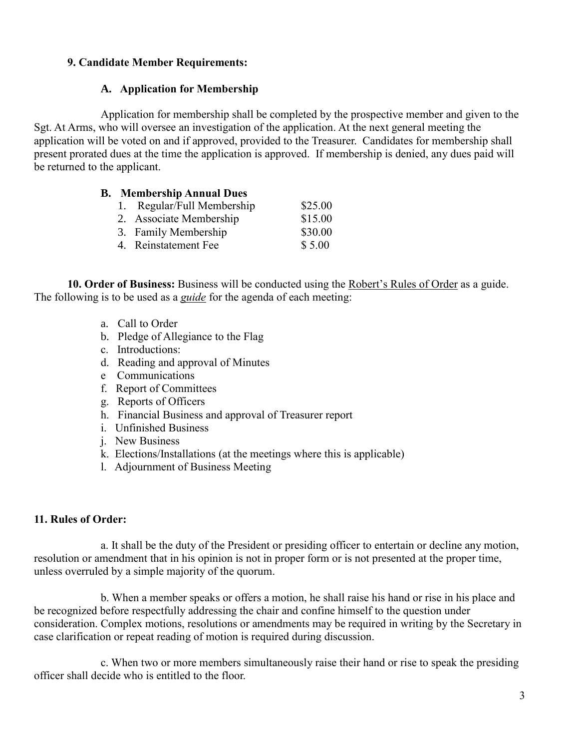**9. Candidate Member Requirements:**

**A. Application for Membership**

Application for membership shall be completed by the prospective member and given to the Sgt. At Arms, who will oversee an investigation of the application. At the next general meeting the application will be voted on and if approved, provided to the Treasurer. Candidates for membership shall present prorated dues at the time the application is approved. If membership is denied, any dues paid will be returned to the applicant.

**B. Membership Annual Dues**

| | |
|---|---|
| 1. Regular/Full Membership | $25.00 |
| 2. Associate Membership | $15.00 |
| 3. Family Membership | $30.00 |
| 4. Reinstatement Fee | $ 5.00 |

**10. Order of Business:** Business will be conducted using the Robert's Rules of Order as a guide. The following is to be used as a ***guide*** for the agenda of each meeting:

a. Call to Order
b. Pledge of Allegiance to the Flag
c. Introductions:
d. Reading and approval of Minutes
e Communications
f. Report of Committees
g. Reports of Officers
h. Financial Business and approval of Treasurer report
i. Unfinished Business
j. New Business
k. Elections/Installations (at the meetings where this is applicable)
l. Adjournment of Business Meeting

**11. Rules of Order:**

a. It shall be the duty of the President or presiding officer to entertain or decline any motion, resolution or amendment that in his opinion is not in proper form or is not presented at the proper time, unless overruled by a simple majority of the quorum.

b. When a member speaks or offers a motion, he shall raise his hand or rise in his place and be recognized before respectfully addressing the chair and confine himself to the question under consideration. Complex motions, resolutions or amendments may be required in writing by the Secretary in case clarification or repeat reading of motion is required during discussion.

c. When two or more members simultaneously raise their hand or rise to speak the presiding officer shall decide who is entitled to the floor.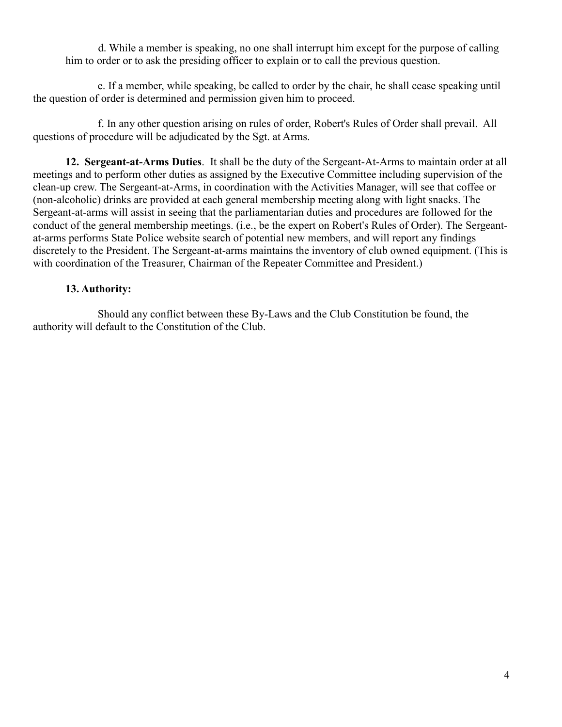d. While a member is speaking, no one shall interrupt him except for the purpose of calling him to order or to ask the presiding officer to explain or to call the previous question.

e. If a member, while speaking, be called to order by the chair, he shall cease speaking until the question of order is determined and permission given him to proceed.

f. In any other question arising on rules of order, Robert's Rules of Order shall prevail. All questions of procedure will be adjudicated by the Sgt. at Arms.

**12. Sergeant-at-Arms Duties**. It shall be the duty of the Sergeant-At-Arms to maintain order at all meetings and to perform other duties as assigned by the Executive Committee including supervision of the clean-up crew. The Sergeant-at-Arms, in coordination with the Activities Manager, will see that coffee or (non-alcoholic) drinks are provided at each general membership meeting along with light snacks. The Sergeant-at-arms will assist in seeing that the parliamentarian duties and procedures are followed for the conduct of the general membership meetings. (i.e., be the expert on Robert's Rules of Order). The Sergeant-at-arms performs State Police website search of potential new members, and will report any findings discretely to the President. The Sergeant-at-arms maintains the inventory of club owned equipment. (This is with coordination of the Treasurer, Chairman of the Repeater Committee and President.)

**13. Authority:**

Should any conflict between these By-Laws and the Club Constitution be found, the authority will default to the Constitution of the Club.